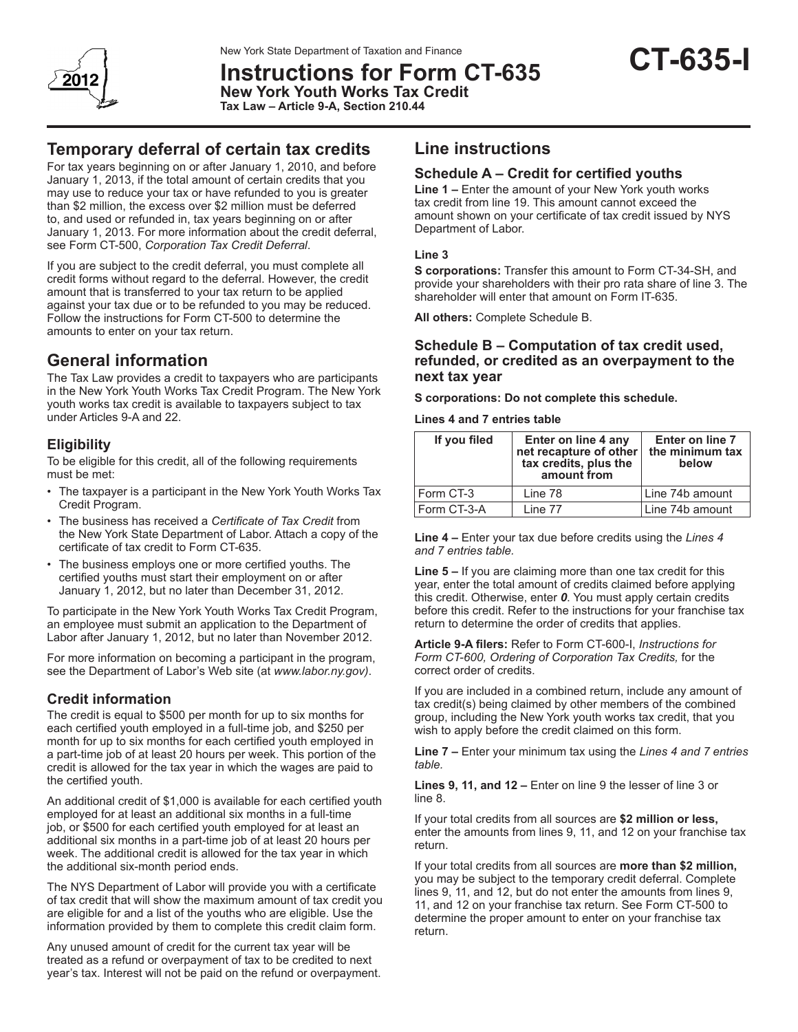New York State Department of Taxation and Finance

# Instructions for Form CT-635

**New York Youth Works Tax Credit**

**Tax Law – Article 9-A, Section 210.44**

**CT-635-I**

2012

## Temporary deferral of certain tax credits

For tax years beginning on or after January 1, 2010, and before January 1, 2013, if the total amount of certain credits that you may use to reduce your tax or have refunded to you is greater than $2 million, the excess over $2 million must be deferred to, and used or refunded in, tax years beginning on or after January 1, 2013. For more information about the credit deferral, see Form CT-500, *Corporation Tax Credit Deferral*.

If you are subject to the credit deferral, you must complete all credit forms without regard to the deferral. However, the credit amount that is transferred to your tax return to be applied against your tax due or to be refunded to you may be reduced. Follow the instructions for Form CT-500 to determine the amounts to enter on your tax return.

## General information

The Tax Law provides a credit to taxpayers who are participants in the New York Youth Works Tax Credit Program. The New York youth works tax credit is available to taxpayers subject to tax under Articles 9-A and 22.

### Eligibility

To be eligible for this credit, all of the following requirements must be met:

- The taxpayer is a participant in the New York Youth Works Tax Credit Program.
- The business has received a *Certificate of Tax Credit* from the New York State Department of Labor. Attach a copy of the certificate of tax credit to Form CT-635.
- The business employs one or more certified youths. The certified youths must start their employment on or after January 1, 2012, but no later than December 31, 2012.

To participate in the New York Youth Works Tax Credit Program, an employee must submit an application to the Department of Labor after January 1, 2012, but no later than November 2012.

For more information on becoming a participant in the program, see the Department of Labor's Web site (at *www.labor.ny.gov)*.

### Credit information

The credit is equal to $500 per month for up to six months for each certified youth employed in a full-time job, and $250 per month for up to six months for each certified youth employed in a part-time job of at least 20 hours per week. This portion of the credit is allowed for the tax year in which the wages are paid to the certified youth.

An additional credit of $1,000 is available for each certified youth employed for at least an additional six months in a full-time job, or $500 for each certified youth employed for at least an additional six months in a part-time job of at least 20 hours per week. The additional credit is allowed for the tax year in which the additional six-month period ends.

The NYS Department of Labor will provide you with a certificate of tax credit that will show the maximum amount of tax credit you are eligible for and a list of the youths who are eligible. Use the information provided by them to complete this credit claim form.

Any unused amount of credit for the current tax year will be treated as a refund or overpayment of tax to be credited to next year's tax. Interest will not be paid on the refund or overpayment.

## Line instructions

### Schedule A – Credit for certified youths

**Line 1 –** Enter the amount of your New York youth works tax credit from line 19. This amount cannot exceed the amount shown on your certificate of tax credit issued by NYS Department of Labor.

**Line 3**

**S corporations:** Transfer this amount to Form CT-34-SH, and provide your shareholders with their pro rata share of line 3. The shareholder will enter that amount on Form IT-635.

**All others:** Complete Schedule B.

### Schedule B – Computation of tax credit used, refunded, or credited as an overpayment to the next tax year

**S corporations: Do not complete this schedule.**

**Lines 4 and 7 entries table**

| If you filed | Enter on line 4 any net recapture of other tax credits, plus the amount from | Enter on line 7 the minimum tax below |
|---|---|---|
| Form CT-3 | Line 78 | Line 74b amount |
| Form CT-3-A | Line 77 | Line 74b amount |

**Line 4 –** Enter your tax due before credits using the *Lines 4 and 7 entries table.*

**Line 5 –** If you are claiming more than one tax credit for this year, enter the total amount of credits claimed before applying this credit. Otherwise, enter ***0***. You must apply certain credits before this credit. Refer to the instructions for your franchise tax return to determine the order of credits that applies.

**Article 9-A filers:** Refer to Form CT-600-I, *Instructions for Form CT-600, Ordering of Corporation Tax Credits,* for the correct order of credits.

If you are included in a combined return, include any amount of tax credit(s) being claimed by other members of the combined group, including the New York youth works tax credit, that you wish to apply before the credit claimed on this form.

**Line 7 –** Enter your minimum tax using the *Lines 4 and 7 entries table.*

**Lines 9, 11, and 12 –** Enter on line 9 the lesser of line 3 or line 8.

If your total credits from all sources are **$2 million or less,** enter the amounts from lines 9, 11, and 12 on your franchise tax return.

If your total credits from all sources are **more than $2 million,** you may be subject to the temporary credit deferral. Complete lines 9, 11, and 12, but do not enter the amounts from lines 9, 11, and 12 on your franchise tax return. See Form CT-500 to determine the proper amount to enter on your franchise tax return.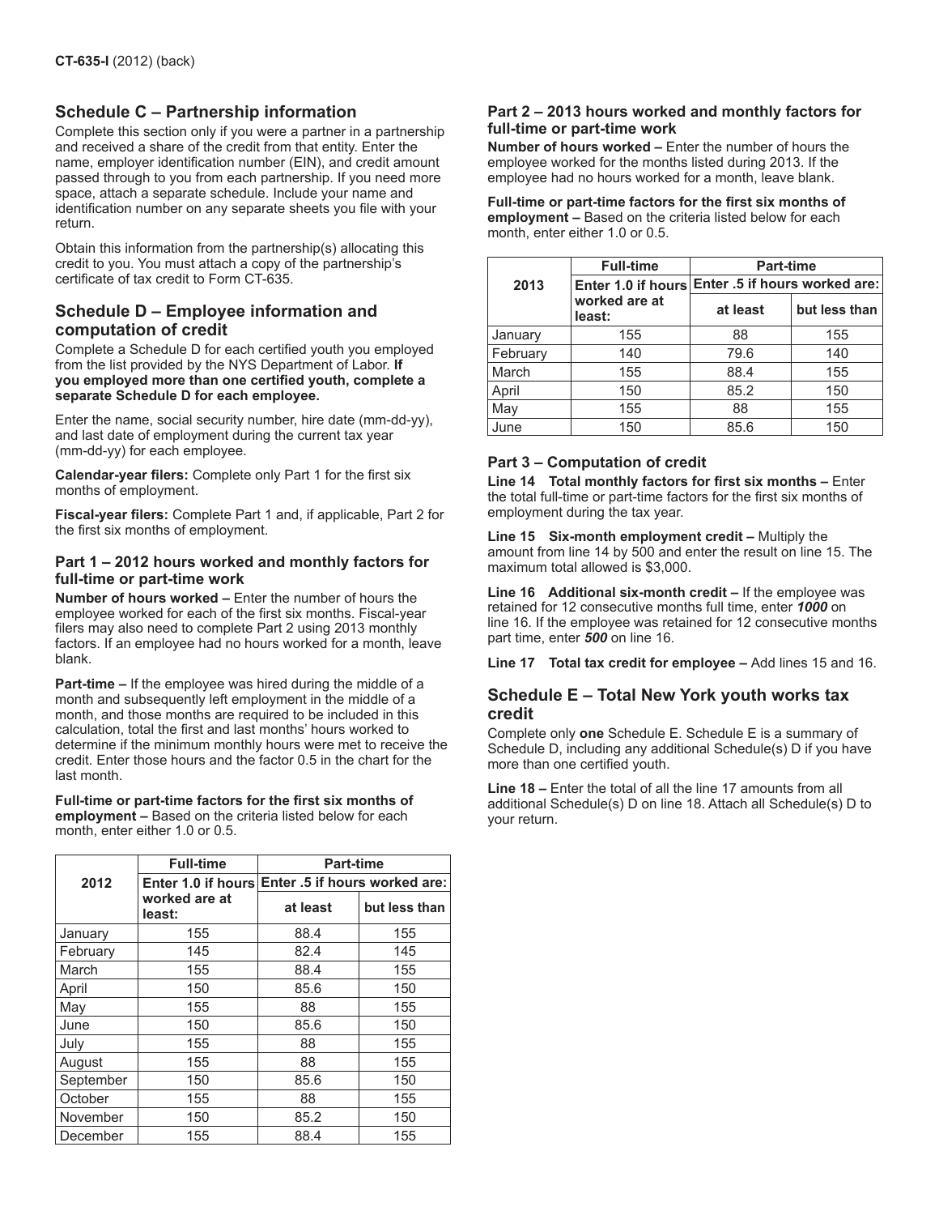CT-635-I (2012) (back)

## Schedule C – Partnership information

Complete this section only if you were a partner in a partnership and received a share of the credit from that entity. Enter the name, employer identification number (EIN), and credit amount passed through to you from each partnership. If you need more space, attach a separate schedule. Include your name and identification number on any separate sheets you file with your return.

Obtain this information from the partnership(s) allocating this credit to you. You must attach a copy of the partnership's certificate of tax credit to Form CT-635.

## Schedule D – Employee information and computation of credit

Complete a Schedule D for each certified youth you employed from the list provided by the NYS Department of Labor. **If you employed more than one certified youth, complete a separate Schedule D for each employee.**

Enter the name, social security number, hire date (mm-dd-yy), and last date of employment during the current tax year (mm-dd-yy) for each employee.

**Calendar-year filers:** Complete only Part 1 for the first six months of employment.

**Fiscal-year filers:** Complete Part 1 and, if applicable, Part 2 for the first six months of employment.

### Part 1 – 2012 hours worked and monthly factors for full-time or part-time work

**Number of hours worked –** Enter the number of hours the employee worked for each of the first six months. Fiscal-year filers may also need to complete Part 2 using 2013 monthly factors. If an employee had no hours worked for a month, leave blank.

**Part-time –** If the employee was hired during the middle of a month and subsequently left employment in the middle of a month, and those months are required to be included in this calculation, total the first and last months' hours worked to determine if the minimum monthly hours were met to receive the credit. Enter those hours and the factor 0.5 in the chart for the last month.

**Full-time or part-time factors for the first six months of employment –** Based on the criteria listed below for each month, enter either 1.0 or 0.5.

| 2012 | Full-time | Part-time | |
|---|---|---|---|
| | Enter 1.0 if hours worked are at least: | Enter .5 if hours worked are: | |
| | | at least | but less than |
| January | 155 | 88.4 | 155 |
| February | 145 | 82.4 | 145 |
| March | 155 | 88.4 | 155 |
| April | 150 | 85.6 | 150 |
| May | 155 | 88 | 155 |
| June | 150 | 85.6 | 150 |
| July | 155 | 88 | 155 |
| August | 155 | 88 | 155 |
| September | 150 | 85.6 | 150 |
| October | 155 | 88 | 155 |
| November | 150 | 85.2 | 150 |
| December | 155 | 88.4 | 155 |

### Part 2 – 2013 hours worked and monthly factors for full-time or part-time work

**Number of hours worked –** Enter the number of hours the employee worked for the months listed during 2013. If the employee had no hours worked for a month, leave blank.

**Full-time or part-time factors for the first six months of employment –** Based on the criteria listed below for each month, enter either 1.0 or 0.5.

| 2013 | Full-time | Part-time | |
|---|---|---|---|
| | Enter 1.0 if hours worked are at least: | Enter .5 if hours worked are: | |
| | | at least | but less than |
| January | 155 | 88 | 155 |
| February | 140 | 79.6 | 140 |
| March | 155 | 88.4 | 155 |
| April | 150 | 85.2 | 150 |
| May | 155 | 88 | 155 |
| June | 150 | 85.6 | 150 |

### Part 3 – Computation of credit

**Line 14 Total monthly factors for first six months –** Enter the total full-time or part-time factors for the first six months of employment during the tax year.

**Line 15 Six-month employment credit –** Multiply the amount from line 14 by 500 and enter the result on line 15. The maximum total allowed is $3,000.

**Line 16 Additional six-month credit –** If the employee was retained for 12 consecutive months full time, enter ***1000*** on line 16. If the employee was retained for 12 consecutive months part time, enter ***500*** on line 16.

**Line 17 Total tax credit for employee –** Add lines 15 and 16.

## Schedule E – Total New York youth works tax credit

Complete only **one** Schedule E. Schedule E is a summary of Schedule D, including any additional Schedule(s) D if you have more than one certified youth.

**Line 18 –** Enter the total of all the line 17 amounts from all additional Schedule(s) D on line 18. Attach all Schedule(s) D to your return.